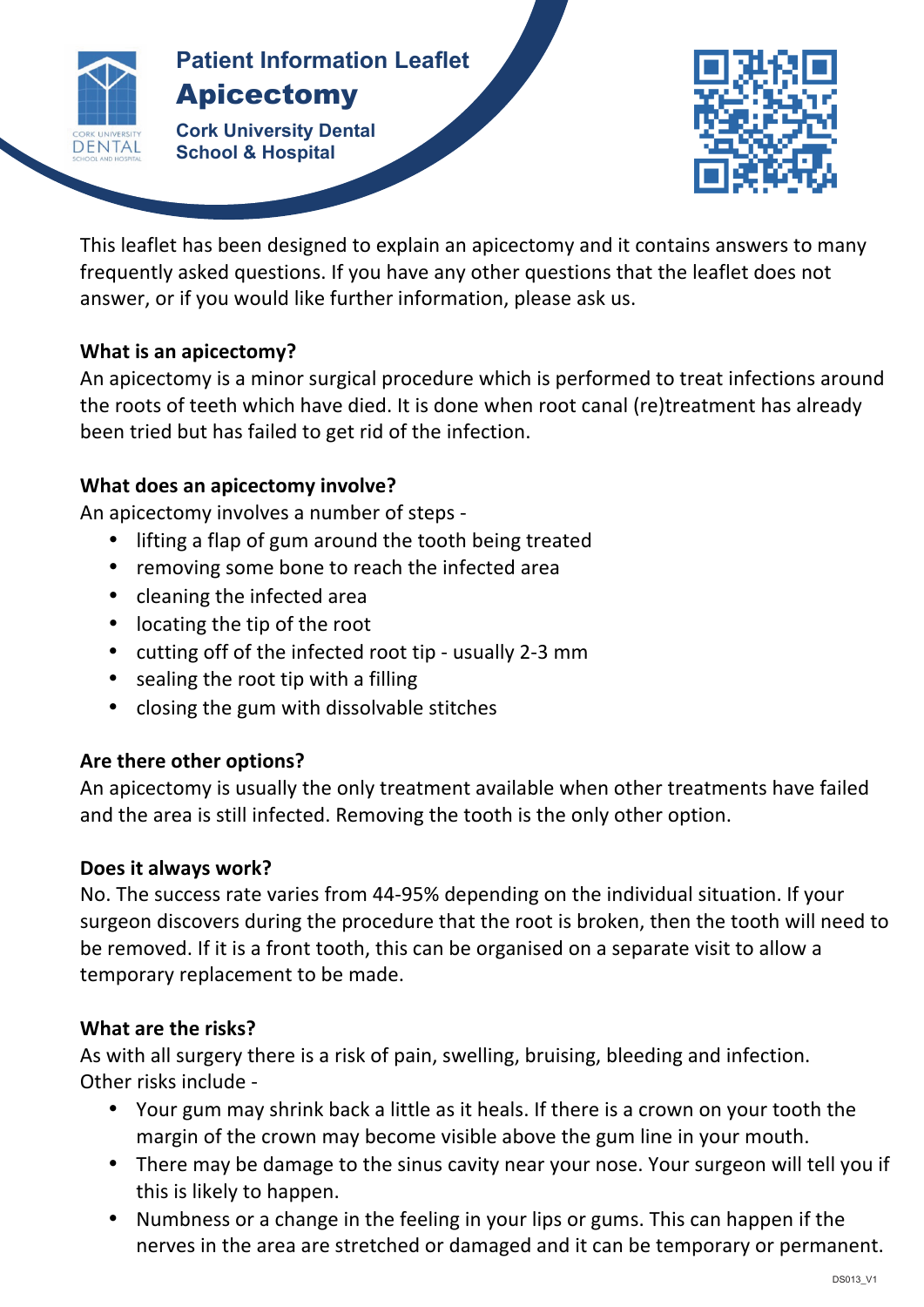Patient Information Leaflet

# Apicectomy

**Cork University Dental School & Hospital**

This leaflet has been designed to explain an apicectomy and it contains answers to many frequently asked questions. If you have any other questions that the leaflet does not answer, or if you would like further information, please ask us.

**What is an apicectomy?**

An apicectomy is a minor surgical procedure which is performed to treat infections around the roots of teeth which have died. It is done when root canal (re)treatment has already been tried but has failed to get rid of the infection.

**What does an apicectomy involve?**

An apicectomy involves a number of steps -

- lifting a flap of gum around the tooth being treated
- removing some bone to reach the infected area
- cleaning the infected area
- locating the tip of the root
- cutting off of the infected root tip - usually 2-3 mm
- sealing the root tip with a filling
- closing the gum with dissolvable stitches

**Are there other options?**

An apicectomy is usually the only treatment available when other treatments have failed and the area is still infected. Removing the tooth is the only other option.

**Does it always work?**

No. The success rate varies from 44-95% depending on the individual situation. If your surgeon discovers during the procedure that the root is broken, then the tooth will need to be removed. If it is a front tooth, this can be organised on a separate visit to allow a temporary replacement to be made.

**What are the risks?**

As with all surgery there is a risk of pain, swelling, bruising, bleeding and infection. Other risks include -

- Your gum may shrink back a little as it heals. If there is a crown on your tooth the margin of the crown may become visible above the gum line in your mouth.
- There may be damage to the sinus cavity near your nose. Your surgeon will tell you if this is likely to happen.
- Numbness or a change in the feeling in your lips or gums. This can happen if the nerves in the area are stretched or damaged and it can be temporary or permanent.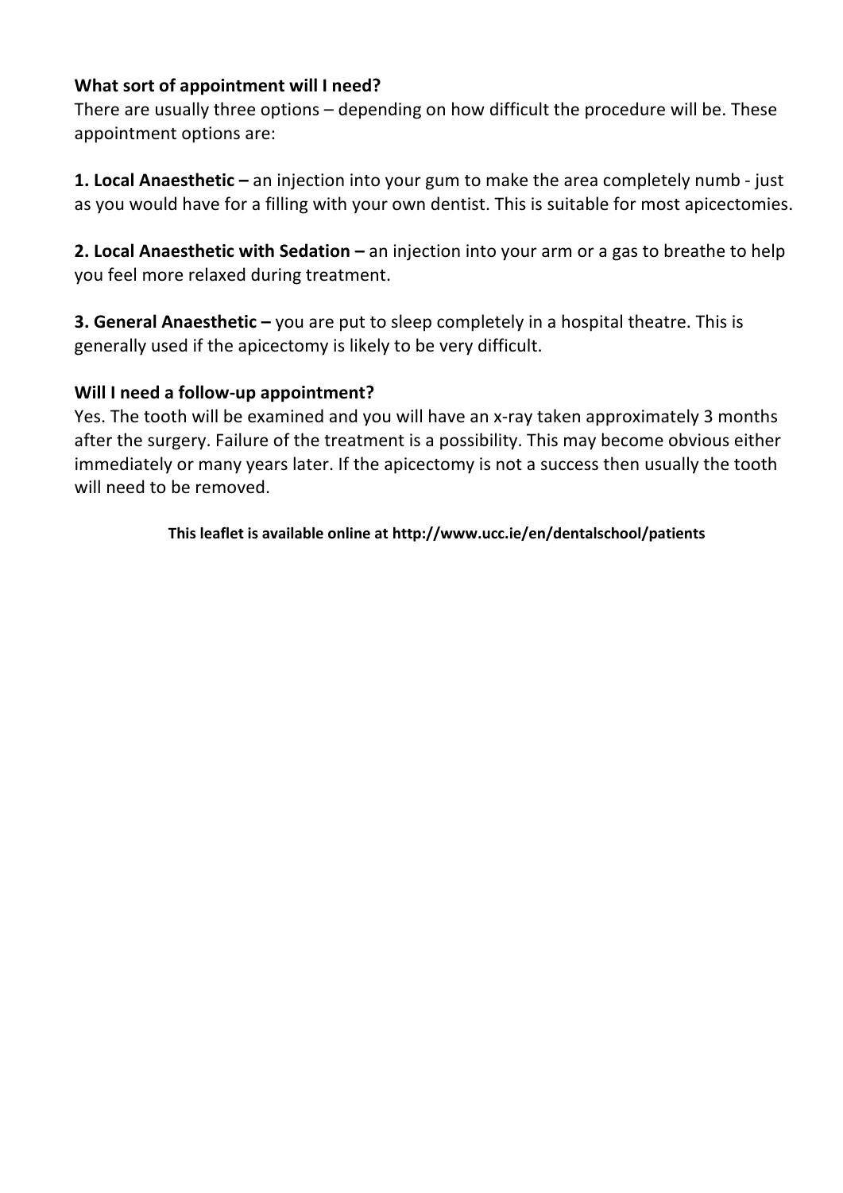**What sort of appointment will I need?**

There are usually three options – depending on how difficult the procedure will be. These appointment options are:

**1. Local Anaesthetic –** an injection into your gum to make the area completely numb - just as you would have for a filling with your own dentist. This is suitable for most apicectomies.

**2. Local Anaesthetic with Sedation –** an injection into your arm or a gas to breathe to help you feel more relaxed during treatment.

**3. General Anaesthetic –** you are put to sleep completely in a hospital theatre. This is generally used if the apicectomy is likely to be very difficult.

**Will I need a follow-up appointment?**

Yes. The tooth will be examined and you will have an x-ray taken approximately 3 months after the surgery. Failure of the treatment is a possibility. This may become obvious either immediately or many years later. If the apicectomy is not a success then usually the tooth will need to be removed.

**This leaflet is available online at http://www.ucc.ie/en/dentalschool/patients**